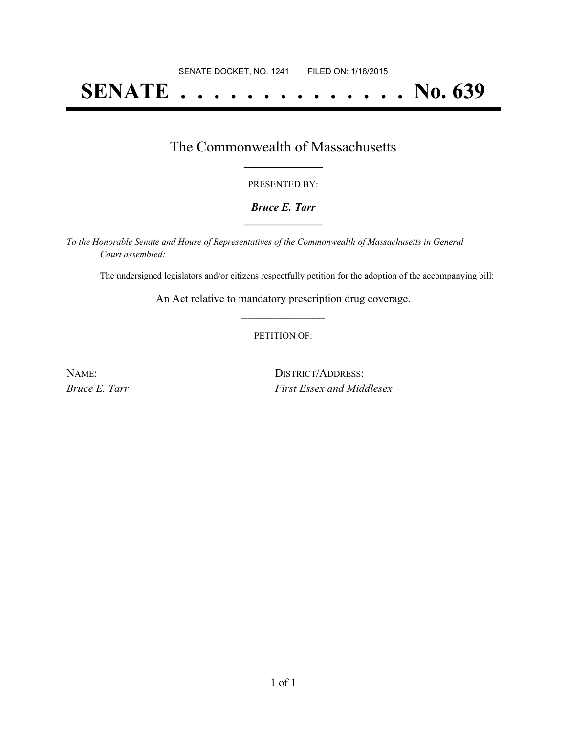SENATE DOCKET, NO. 1241        FILED ON: 1/16/2015

# SENATE . . . . . . . . . . . . . . . No. 639

## The Commonwealth of Massachusetts

PRESENTED BY:

***Bruce E. Tarr***

*To the Honorable Senate and House of Representatives of the Commonwealth of Massachusetts in General Court assembled:*

The undersigned legislators and/or citizens respectfully petition for the adoption of the accompanying bill:

An Act relative to mandatory prescription drug coverage.

PETITION OF:

| NAME: | DISTRICT/ADDRESS: |
|---|---|
| *Bruce E. Tarr* | *First Essex and Middlesex* |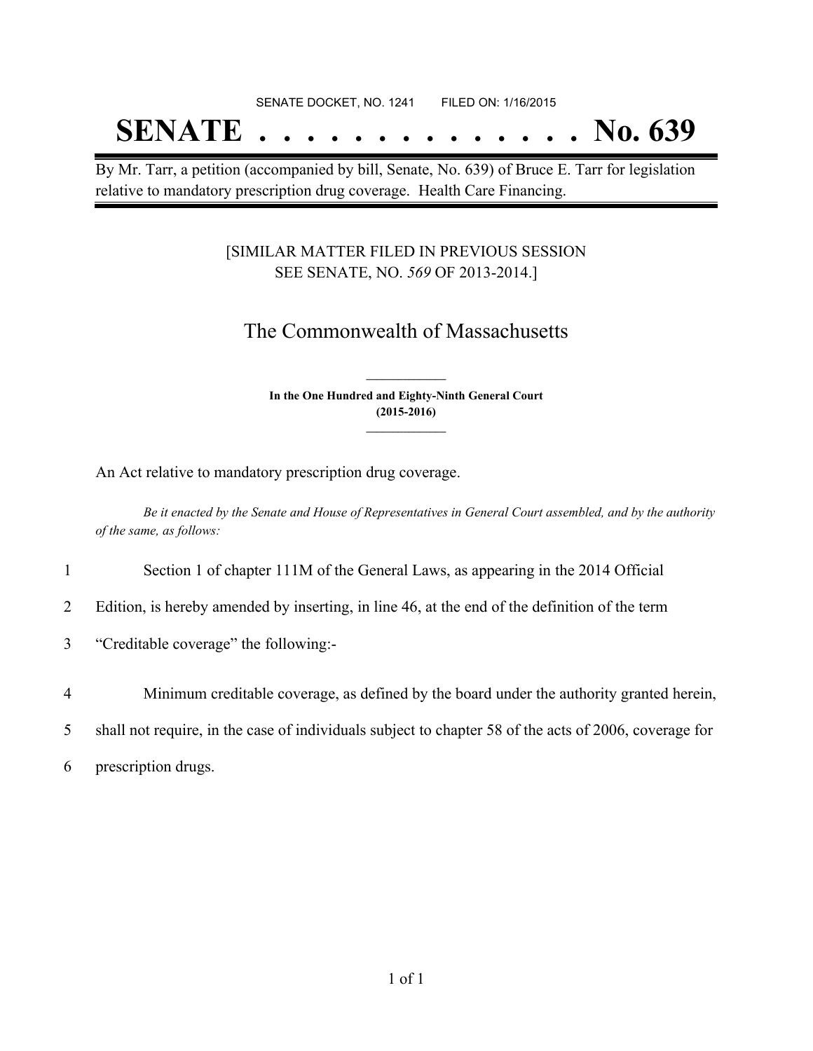SENATE DOCKET, NO. 1241 FILED ON: 1/16/2015

# SENATE . . . . . . . . . . . . . . No. 639

By Mr. Tarr, a petition (accompanying by bill, Senate, No. 639) of Bruce E. Tarr for legislation relative to mandatory prescription drug coverage. Health Care Financing.

[SIMILAR MATTER FILED IN PREVIOUS SESSION SEE SENATE, NO. *569* OF 2013-2014.]

## The Commonwealth of Massachusetts

**In the One Hundred and Eighty-Ninth General Court (2015-2016)**

An Act relative to mandatory prescription drug coverage.

*Be it enacted by the Senate and House of Representatives in General Court assembled, and by the authority of the same, as follows:*

1 Section 1 of chapter 111M of the General Laws, as appearing in the 2014 Official
2 Edition, is hereby amended by inserting, in line 46, at the end of the definition of the term
3 "Creditable coverage" the following:-

4 Minimum creditable coverage, as defined by the board under the authority granted herein,
5 shall not require, in the case of individuals subject to chapter 58 of the acts of 2006, coverage for
6 prescription drugs.